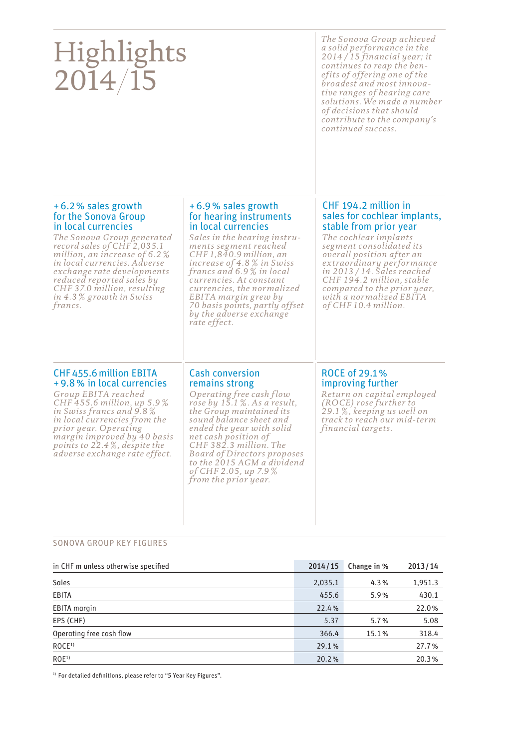# Highlights 2014/15

*The Sonova Group achieved a solid performance in the 2014/15 financial year; it continues to reap the benefits of offering one of the broadest and most innovative ranges of hearing care solutions. We made a number of decisions that should contribute to the company's continued success.*

### +6.2% sales growth for the Sonova Group in local currencies

*The Sonova Group generated record sales of CHF 2,035.1 million, an increase of 6.2% in local currencies. Adverse exchange rate developments reduced reported sales by CHF 37.0 million, resulting in 4.3% growth in Swiss francs.*

### +6.9% sales growth for hearing instruments in local currencies

*Sales in the hearing instruments segment reached CHF 1,840.9 million, an increase of 4.8% in Swiss francs and 6.9% in local currencies. At constant currencies, the normalized EBITA margin grew by 70 basis points, partly offset by the adverse exchange rate effect.*

### CHF 194.2 million in sales for cochlear implants, stable from prior year

*The cochlear implants segment consolidated its overall position after an extraordinary performance in 2013/14. Sales reached CHF 194.2 million, stable compared to the prior year, with a normalized EBITA of CHF 10.4 million.*

### CHF 455.6 million EBITA +9.8% in local currencies

*Group EBITA reached CHF 455.6 million, up 5.9% in Swiss francs and 9.8% in local currencies from the prior year. Operating margin improved by 40 basis points to 22.4%, despite the adverse exchange rate effect.*

### Cash conversion remains strong

*Operating free cash flow rose by 15.1%. As a result, the Group maintained its sound balance sheet and ended the year with solid net cash position of CHF 382.3 million. The Board of Directors proposes to the 2015 AGM a dividend of CHF 2.05, up 7.9% from the prior year.*

### ROCE of 29.1% improving further

*Return on capital employed (ROCE) rose further to 29.1%, keeping us well on track to reach our mid-term financial targets.*

## SONOVA GROUP KEY FIGURES

| in CHF m unless otherwise specified | 2014/15 | Change in % | 2013/14 |
|---|---|---|---|
| Sales | 2,035.1 | 4.3% | 1,951.3 |
| EBITA | 455.6 | 5.9% | 430.1 |
| EBITA margin | 22.4% | | 22.0% |
| EPS (CHF) | 5.37 | 5.7% | 5.08 |
| Operating free cash flow | 366.4 | 15.1% | 318.4 |
| ROCE[1] | 29.1% | | 27.7% |
| ROE[1] | 20.2% | | 20.3% |

[1] For detailed definitions, please refer to "5 Year Key Figures".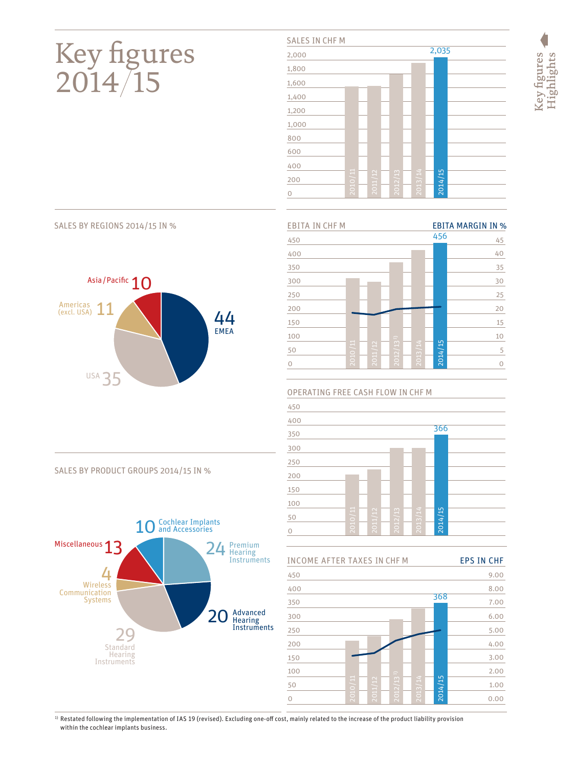# Key figures 2014/15

Key figures
Highlights

SALES IN CHF M

2,000
1,800
1,600
1,400
1,200
1,000
800
600
400
200
0

2010/11
2011/12
2012/13
2013/14
2014/15

2,035

SALES BY REGIONS 2014/15 IN %

Asia/Pacific 10
Americas (excl. USA) 11
44 EMEA
USA 35

EBITA IN CHF M

EBITA MARGIN IN %

450
400
350
300
250
200
150
100
50
0

45
40
35
30
25
20
15
10
5
0

2010/11
2011/12
2012/13 [1]
2013/14
2014/15

456

OPERATING FREE CASH FLOW IN CHF M

450
400
350
300
250
200
150
100
50
0

2010/11
2011/12
2012/13
2013/14
2014/15

366

SALES BY PRODUCT GROUPS 2014/15 IN %

10 Cochlear Implants and Accessories
24 Premium Hearing Instruments
20 Advanced Hearing Instruments
29 Standard Hearing Instruments
4 Wireless Communication Systems
Miscellaneous 13

INCOME AFTER TAXES IN CHF M

EPS IN CHF

450
400
350
300
250
200
150
100
50
0

9.00
8.00
7.00
6.00
5.00
4.00
3.00
2.00
1.00
0.00

2010/11
2011/12
2012/13 [1]
2013/14
2014/15

368

[1] Restated following the implementation of IAS 19 (revised). Excluding one-off cost, mainly related to the increase of the product liability provision within the cochlear implants business.